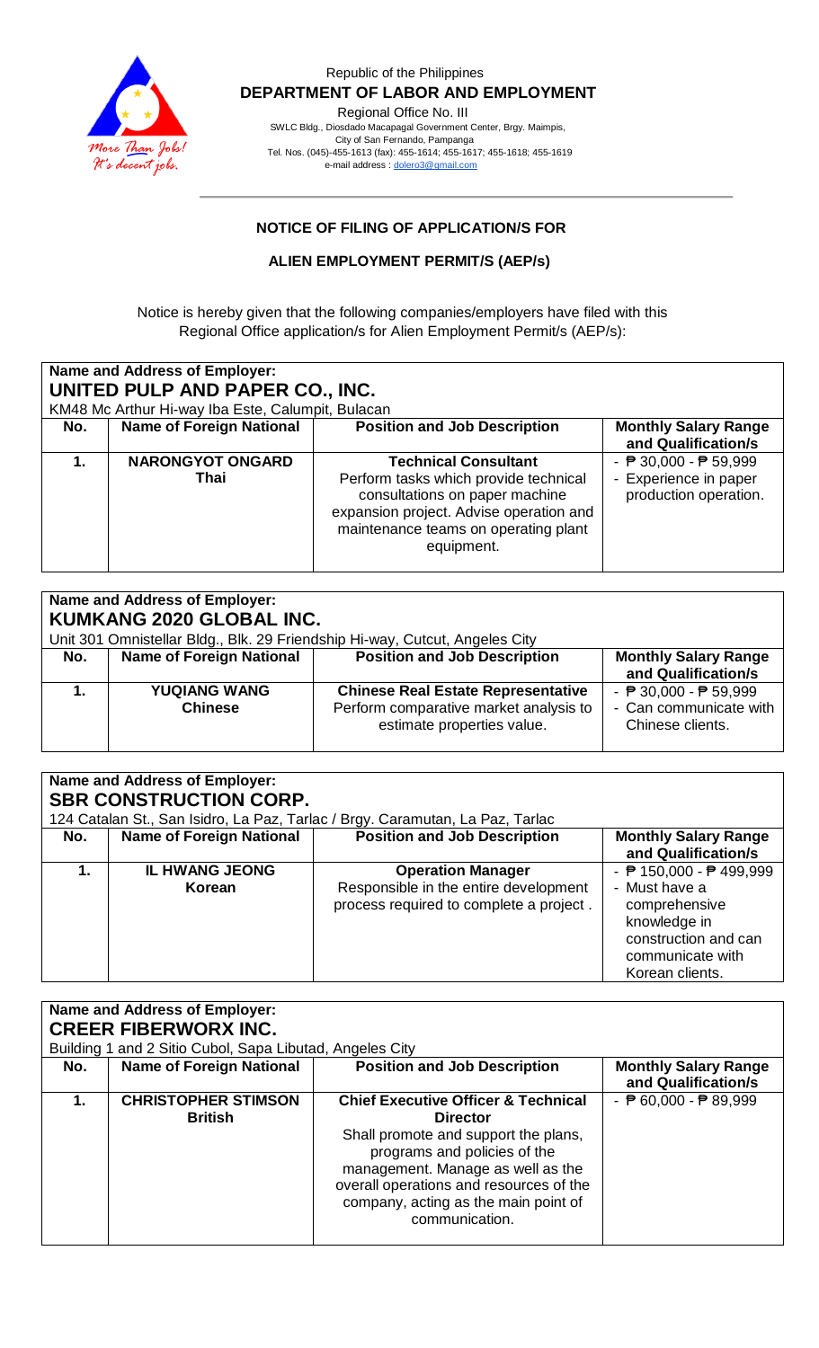Republic of the Philippines

**DEPARTMENT OF LABOR AND EMPLOYMENT**

Regional Office No. III

SWLC Bldg., Diosdado Macapagal Government Center, Brgy. Maimpis,
City of San Fernando, Pampanga
Tel. Nos. (045)-455-1613 (fax): 455-1614; 455-1617; 455-1618; 455-1619
e-mail address : dolero3@gmail.com

## NOTICE OF FILING OF APPLICATION/S FOR

## ALIEN EMPLOYMENT PERMIT/S (AEP/s)

Notice is hereby given that the following companies/employers have filed with this Regional Office application/s for Alien Employment Permit/s (AEP/s):

**Name and Address of Employer:**
**UNITED PULP AND PAPER CO., INC.**
KM48 Mc Arthur Hi-way Iba Este, Calumpit, Bulacan

| No. | Name of Foreign National | Position and Job Description | Monthly Salary Range and Qualification/s |
|---|---|---|---|
| 1. | **NARONGYOT ONGARD** **Thai** | **Technical Consultant** Perform tasks which provide technical consultations on paper machine expansion project. Advise operation and maintenance teams on operating plant equipment. | - ₱ 30,000 - ₱ 59,999 - Experience in paper production operation. |

**Name and Address of Employer:**
**KUMKANG 2020 GLOBAL INC.**
Unit 301 Omnistellar Bldg., Blk. 29 Friendship Hi-way, Cutcut, Angeles City

| No. | Name of Foreign National | Position and Job Description | Monthly Salary Range and Qualification/s |
|---|---|---|---|
| 1. | **YUQIANG WANG** **Chinese** | **Chinese Real Estate Representative** Perform comparative market analysis to estimate properties value. | - ₱ 30,000 - ₱ 59,999 - Can communicate with Chinese clients. |

**Name and Address of Employer:**
**SBR CONSTRUCTION CORP.**
124 Catalan St., San Isidro, La Paz, Tarlac / Brgy. Caramutan, La Paz, Tarlac

| No. | Name of Foreign National | Position and Job Description | Monthly Salary Range and Qualification/s |
|---|---|---|---|
| 1. | **IL HWANG JEONG** **Korean** | **Operation Manager** Responsible in the entire development process required to complete a project . | - ₱ 150,000 - ₱ 499,999 - Must have a comprehensive knowledge in construction and can communicate with Korean clients. |

**Name and Address of Employer:**
**CREER FIBERWORX INC.**
Building 1 and 2 Sitio Cubol, Sapa Libutad, Angeles City

| No. | Name of Foreign National | Position and Job Description | Monthly Salary Range and Qualification/s |
|---|---|---|---|
| 1. | **CHRISTOPHER STIMSON** **British** | **Chief Executive Officer & Technical Director** Shall promote and support the plans, programs and policies of the management. Manage as well as the overall operations and resources of the company, acting as the main point of communication. | - ₱ 60,000 - ₱ 89,999 |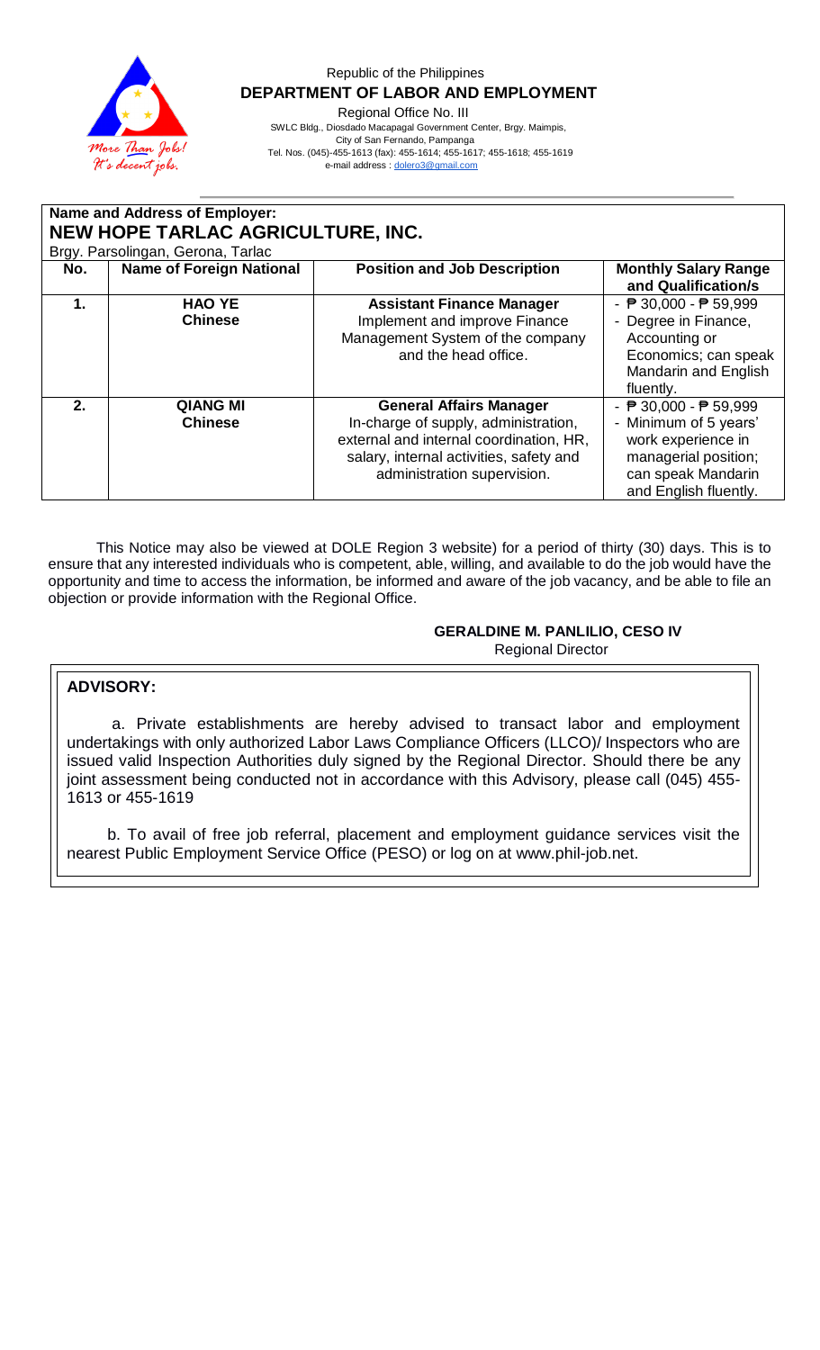Republic of the Philippines

**DEPARTMENT OF LABOR AND EMPLOYMENT**

Regional Office No. III

SWLC Bldg., Diosdado Macapagal Government Center, Brgy. Maimpis,
City of San Fernando, Pampanga
Tel. Nos. (045)-455-1613 (fax): 455-1614; 455-1617; 455-1618; 455-1619
e-mail address : dolero3@gmail.com

**Name and Address of Employer:**
**NEW HOPE TARLAC AGRICULTURE, INC.**
Brgy. Parsolingan, Gerona, Tarlac

| No. | Name of Foreign National | Position and Job Description | Monthly Salary Range and Qualification/s |
|---|---|---|---|
| 1. | **HAO YE** **Chinese** | **Assistant Finance Manager** Implement and improve Finance Management System of the company and the head office. | - ₱ 30,000 - ₱ 59,999 - Degree in Finance, Accounting or Economics; can speak Mandarin and English fluently. |
| 2. | **QIANG MI** **Chinese** | **General Affairs Manager** In-charge of supply, administration, external and internal coordination, HR, salary, internal activities, safety and administration supervision. | - ₱ 30,000 - ₱ 59,999 - Minimum of 5 years' work experience in managerial position; can speak Mandarin and English fluently. |

This Notice may also be viewed at DOLE Region 3 website) for a period of thirty (30) days. This is to ensure that any interested individuals who is competent, able, willing, and available to do the job would have the opportunity and time to access the information, be informed and aware of the job vacancy, and be able to file an objection or provide information with the Regional Office.

**GERALDINE M. PANLILIO, CESO IV**
Regional Director

**ADVISORY:**

a. Private establishments are hereby advised to transact labor and employment undertakings with only authorized Labor Laws Compliance Officers (LLCO)/ Inspectors who are issued valid Inspection Authorities duly signed by the Regional Director. Should there be any joint assessment being conducted not in accordance with this Advisory, please call (045) 455-1613 or 455-1619

b. To avail of free job referral, placement and employment guidance services visit the nearest Public Employment Service Office (PESO) or log on at www.phil-job.net.